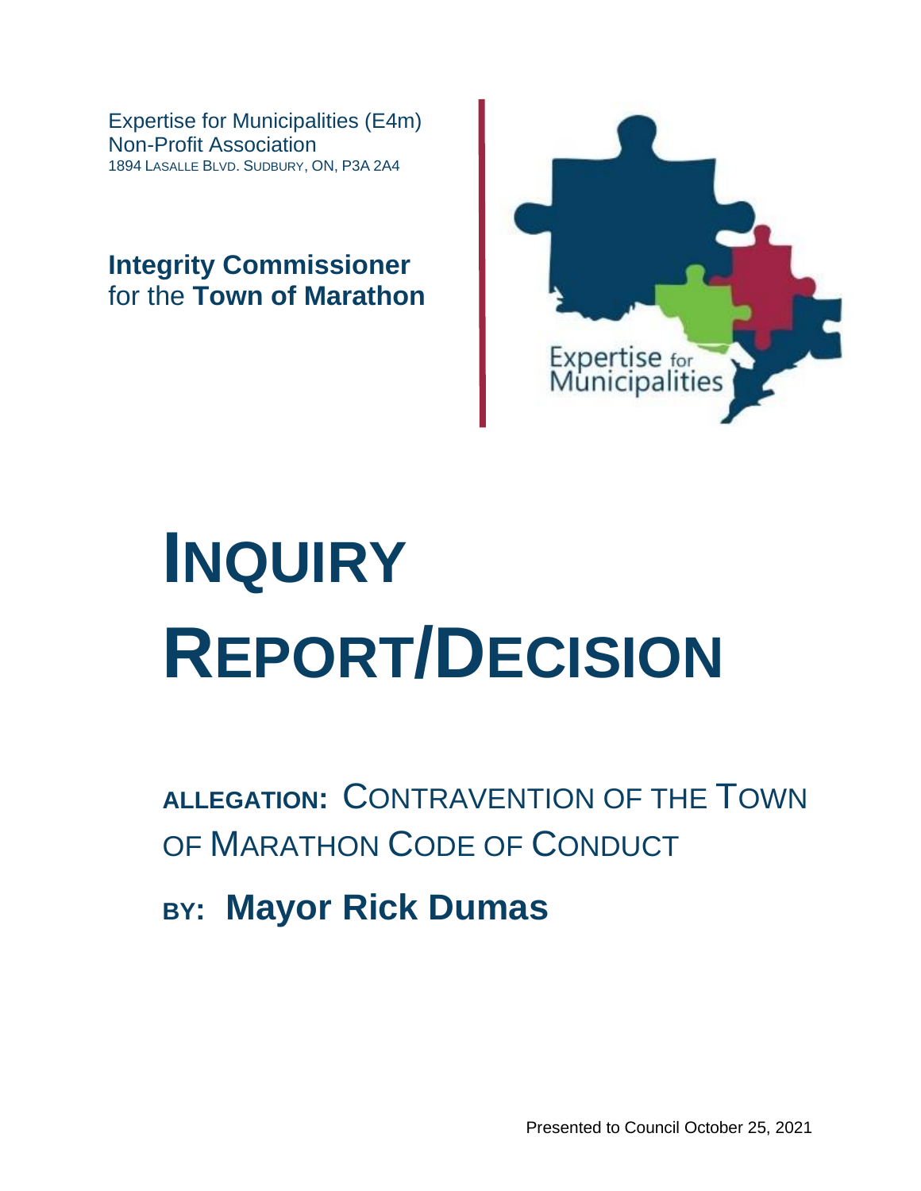Expertise for Municipalities (E4m)
Non-Profit Association
1894 LASALLE BLVD. SUDBURY, ON, P3A 2A4

**Integrity Commissioner**
for the **Town of Marathon**

Expertise for Municipalities

# INQUIRY REPORT/DECISION

## ALLEGATION: CONTRAVENTION OF THE TOWN OF MARATHON CODE OF CONDUCT

## BY: Mayor Rick Dumas

Presented to Council October 25, 2021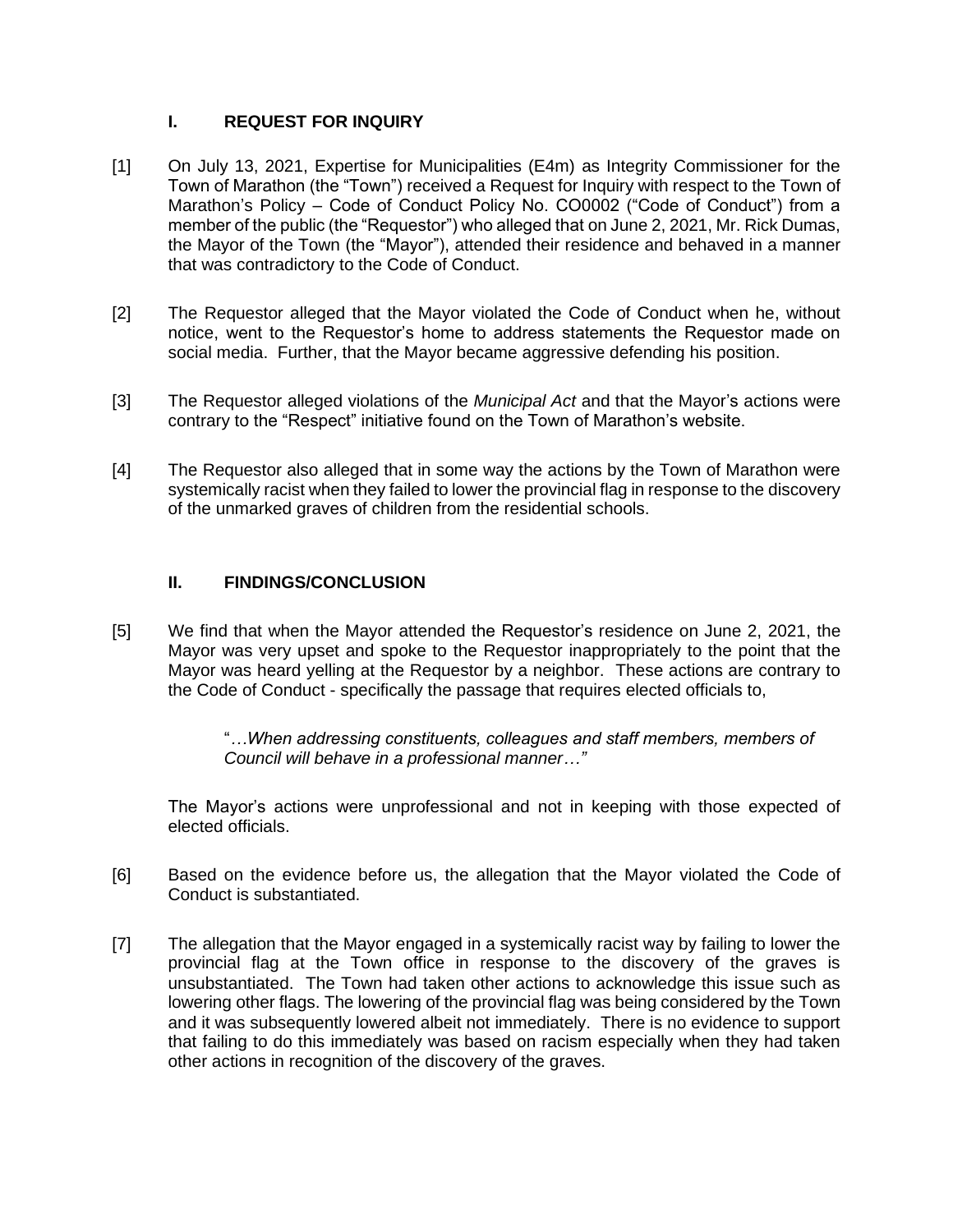## I. REQUEST FOR INQUIRY

[1] On July 13, 2021, Expertise for Municipalities (E4m) as Integrity Commissioner for the Town of Marathon (the "Town") received a Request for Inquiry with respect to the Town of Marathon's Policy – Code of Conduct Policy No. CO0002 ("Code of Conduct") from a member of the public (the "Requestor") who alleged that on June 2, 2021, Mr. Rick Dumas, the Mayor of the Town (the "Mayor"), attended their residence and behaved in a manner that was contradictory to the Code of Conduct.

[2] The Requestor alleged that the Mayor violated the Code of Conduct when he, without notice, went to the Requestor's home to address statements the Requestor made on social media. Further, that the Mayor became aggressive defending his position.

[3] The Requestor alleged violations of the *Municipal Act* and that the Mayor's actions were contrary to the "Respect" initiative found on the Town of Marathon's website.

[4] The Requestor also alleged that in some way the actions by the Town of Marathon were systemically racist when they failed to lower the provincial flag in response to the discovery of the unmarked graves of children from the residential schools.

## II. FINDINGS/CONCLUSION

[5] We find that when the Mayor attended the Requestor's residence on June 2, 2021, the Mayor was very upset and spoke to the Requestor inappropriately to the point that the Mayor was heard yelling at the Requestor by a neighbor. These actions are contrary to the Code of Conduct - specifically the passage that requires elected officials to,

> "*…When addressing constituents, colleagues and staff members, members of Council will behave in a professional manner…"*

The Mayor's actions were unprofessional and not in keeping with those expected of elected officials.

[6] Based on the evidence before us, the allegation that the Mayor violated the Code of Conduct is substantiated.

[7] The allegation that the Mayor engaged in a systemically racist way by failing to lower the provincial flag at the Town office in response to the discovery of the graves is unsubstantiated. The Town had taken other actions to acknowledge this issue such as lowering other flags. The lowering of the provincial flag was being considered by the Town and it was subsequently lowered albeit not immediately. There is no evidence to support that failing to do this immediately was based on racism especially when they had taken other actions in recognition of the discovery of the graves.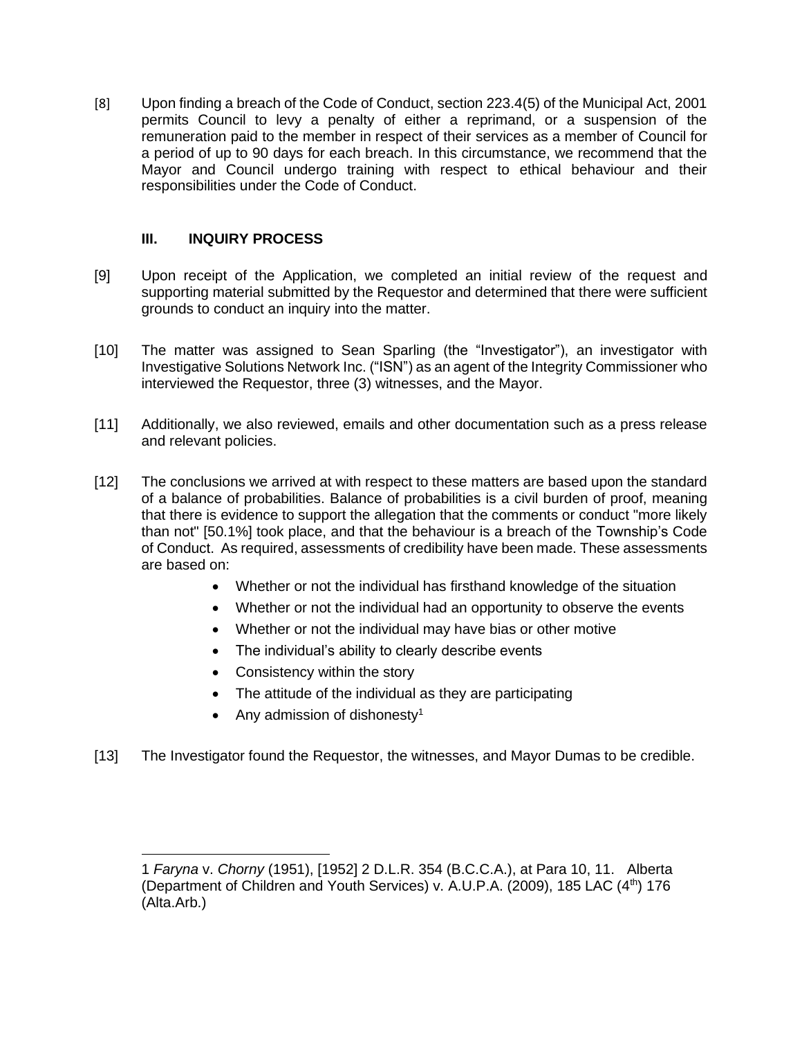[8] Upon finding a breach of the Code of Conduct, section 223.4(5) of the Municipal Act, 2001 permits Council to levy a penalty of either a reprimand, or a suspension of the remuneration paid to the member in respect of their services as a member of Council for a period of up to 90 days for each breach. In this circumstance, we recommend that the Mayor and Council undergo training with respect to ethical behaviour and their responsibilities under the Code of Conduct.

### III. INQUIRY PROCESS

[9] Upon receipt of the Application, we completed an initial review of the request and supporting material submitted by the Requestor and determined that there were sufficient grounds to conduct an inquiry into the matter.

[10] The matter was assigned to Sean Sparling (the "Investigator"), an investigator with Investigative Solutions Network Inc. ("ISN") as an agent of the Integrity Commissioner who interviewed the Requestor, three (3) witnesses, and the Mayor.

[11] Additionally, we also reviewed, emails and other documentation such as a press release and relevant policies.

[12] The conclusions we arrived at with respect to these matters are based upon the standard of a balance of probabilities. Balance of probabilities is a civil burden of proof, meaning that there is evidence to support the allegation that the comments or conduct "more likely than not" [50.1%] took place, and that the behaviour is a breach of the Township's Code of Conduct. As required, assessments of credibility have been made. These assessments are based on:

- Whether or not the individual has firsthand knowledge of the situation
- Whether or not the individual had an opportunity to observe the events
- Whether or not the individual may have bias or other motive
- The individual's ability to clearly describe events
- Consistency within the story
- The attitude of the individual as they are participating
- Any admission of dishonesty[1]

[13] The Investigator found the Requestor, the witnesses, and Mayor Dumas to be credible.

---

1 *Faryna* v. *Chorny* (1951), [1952] 2 D.L.R. 354 (B.C.C.A.), at Para 10, 11. Alberta (Department of Children and Youth Services) v. A.U.P.A. (2009), 185 LAC (4th) 176 (Alta.Arb.)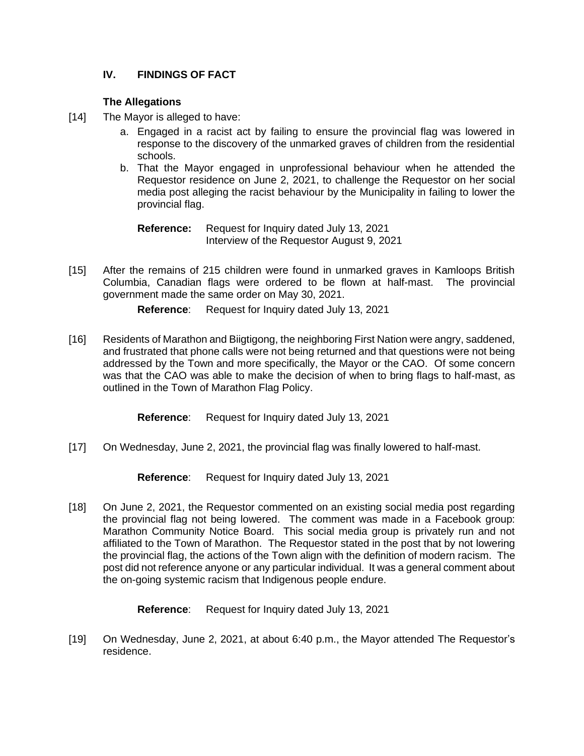## IV. FINDINGS OF FACT

### The Allegations

[14] The Mayor is alleged to have:

a. Engaged in a racist act by failing to ensure the provincial flag was lowered in response to the discovery of the unmarked graves of children from the residential schools.

b. That the Mayor engaged in unprofessional behaviour when he attended the Requestor residence on June 2, 2021, to challenge the Requestor on her social media post alleging the racist behaviour by the Municipality in failing to lower the provincial flag.

**Reference:** Request for Inquiry dated July 13, 2021
Interview of the Requestor August 9, 2021

[15] After the remains of 215 children were found in unmarked graves in Kamloops British Columbia, Canadian flags were ordered to be flown at half-mast. The provincial government made the same order on May 30, 2021.

**Reference**: Request for Inquiry dated July 13, 2021

[16] Residents of Marathon and Biigtigong, the neighboring First Nation were angry, saddened, and frustrated that phone calls were not being returned and that questions were not being addressed by the Town and more specifically, the Mayor or the CAO. Of some concern was that the CAO was able to make the decision of when to bring flags to half-mast, as outlined in the Town of Marathon Flag Policy.

**Reference**: Request for Inquiry dated July 13, 2021

[17] On Wednesday, June 2, 2021, the provincial flag was finally lowered to half-mast.

**Reference**: Request for Inquiry dated July 13, 2021

[18] On June 2, 2021, the Requestor commented on an existing social media post regarding the provincial flag not being lowered. The comment was made in a Facebook group: Marathon Community Notice Board. This social media group is privately run and not affiliated to the Town of Marathon. The Requestor stated in the post that by not lowering the provincial flag, the actions of the Town align with the definition of modern racism. The post did not reference anyone or any particular individual. It was a general comment about the on-going systemic racism that Indigenous people endure.

**Reference**: Request for Inquiry dated July 13, 2021

[19] On Wednesday, June 2, 2021, at about 6:40 p.m., the Mayor attended The Requestor's residence.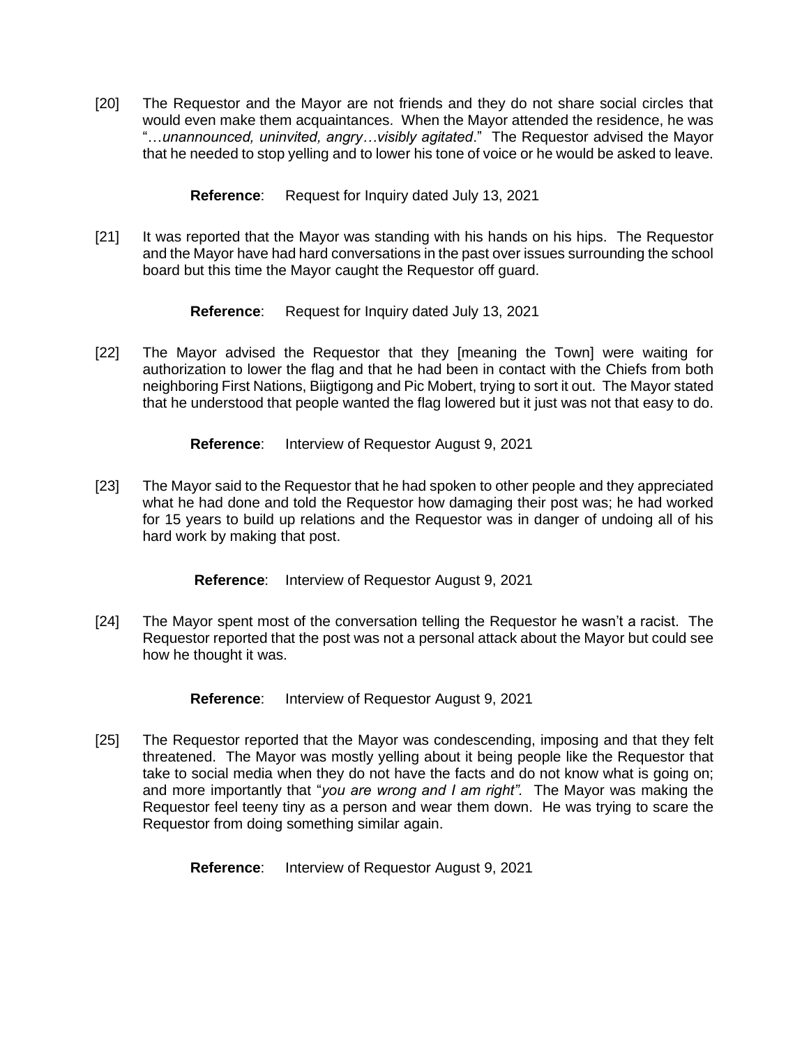[20] The Requestor and the Mayor are not friends and they do not share social circles that would even make them acquaintances. When the Mayor attended the residence, he was "*…unannounced, uninvited, angry…visibly agitated*." The Requestor advised the Mayor that he needed to stop yelling and to lower his tone of voice or he would be asked to leave.

**Reference**: Request for Inquiry dated July 13, 2021

[21] It was reported that the Mayor was standing with his hands on his hips. The Requestor and the Mayor have had hard conversations in the past over issues surrounding the school board but this time the Mayor caught the Requestor off guard.

**Reference**: Request for Inquiry dated July 13, 2021

[22] The Mayor advised the Requestor that they [meaning the Town] were waiting for authorization to lower the flag and that he had been in contact with the Chiefs from both neighboring First Nations, Biigtigong and Pic Mobert, trying to sort it out. The Mayor stated that he understood that people wanted the flag lowered but it just was not that easy to do.

**Reference**: Interview of Requestor August 9, 2021

[23] The Mayor said to the Requestor that he had spoken to other people and they appreciated what he had done and told the Requestor how damaging their post was; he had worked for 15 years to build up relations and the Requestor was in danger of undoing all of his hard work by making that post.

**Reference**: Interview of Requestor August 9, 2021

[24] The Mayor spent most of the conversation telling the Requestor he wasn't a racist. The Requestor reported that the post was not a personal attack about the Mayor but could see how he thought it was.

**Reference**: Interview of Requestor August 9, 2021

[25] The Requestor reported that the Mayor was condescending, imposing and that they felt threatened. The Mayor was mostly yelling about it being people like the Requestor that take to social media when they do not have the facts and do not know what is going on; and more importantly that "*you are wrong and I am right".* The Mayor was making the Requestor feel teeny tiny as a person and wear them down. He was trying to scare the Requestor from doing something similar again.

**Reference**: Interview of Requestor August 9, 2021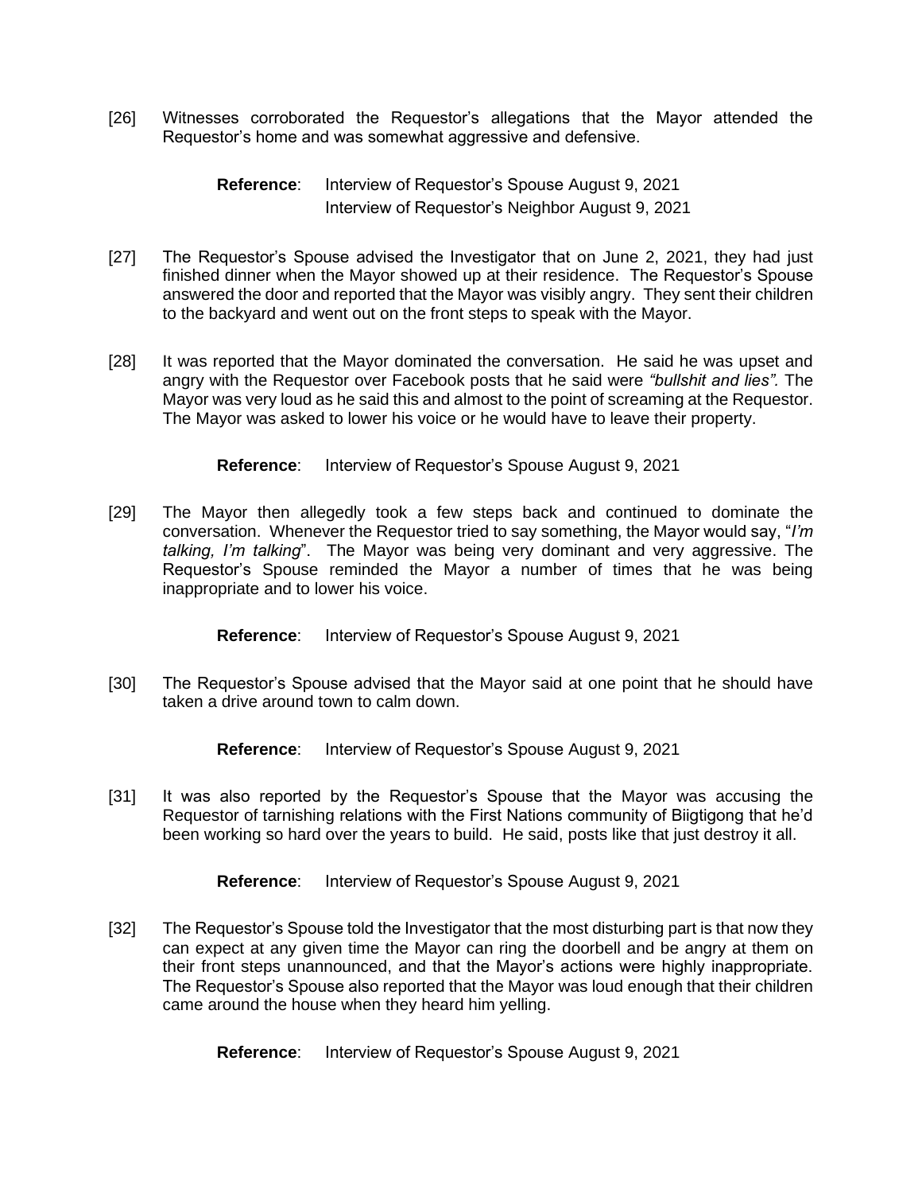[26] Witnesses corroborated the Requestor's allegations that the Mayor attended the Requestor's home and was somewhat aggressive and defensive.

> **Reference**: Interview of Requestor's Spouse August 9, 2021
> Interview of Requestor's Neighbor August 9, 2021

[27] The Requestor's Spouse advised the Investigator that on June 2, 2021, they had just finished dinner when the Mayor showed up at their residence. The Requestor's Spouse answered the door and reported that the Mayor was visibly angry. They sent their children to the backyard and went out on the front steps to speak with the Mayor.

[28] It was reported that the Mayor dominated the conversation. He said he was upset and angry with the Requestor over Facebook posts that he said were *"bullshit and lies".* The Mayor was very loud as he said this and almost to the point of screaming at the Requestor. The Mayor was asked to lower his voice or he would have to leave their property.

> **Reference**: Interview of Requestor's Spouse August 9, 2021

[29] The Mayor then allegedly took a few steps back and continued to dominate the conversation. Whenever the Requestor tried to say something, the Mayor would say, "*I'm talking, I'm talking*". The Mayor was being very dominant and very aggressive. The Requestor's Spouse reminded the Mayor a number of times that he was being inappropriate and to lower his voice.

> **Reference**: Interview of Requestor's Spouse August 9, 2021

[30] The Requestor's Spouse advised that the Mayor said at one point that he should have taken a drive around town to calm down.

> **Reference**: Interview of Requestor's Spouse August 9, 2021

[31] It was also reported by the Requestor's Spouse that the Mayor was accusing the Requestor of tarnishing relations with the First Nations community of Biigtigong that he'd been working so hard over the years to build. He said, posts like that just destroy it all.

> **Reference**: Interview of Requestor's Spouse August 9, 2021

[32] The Requestor's Spouse told the Investigator that the most disturbing part is that now they can expect at any given time the Mayor can ring the doorbell and be angry at them on their front steps unannounced, and that the Mayor's actions were highly inappropriate. The Requestor's Spouse also reported that the Mayor was loud enough that their children came around the house when they heard him yelling.

> **Reference**: Interview of Requestor's Spouse August 9, 2021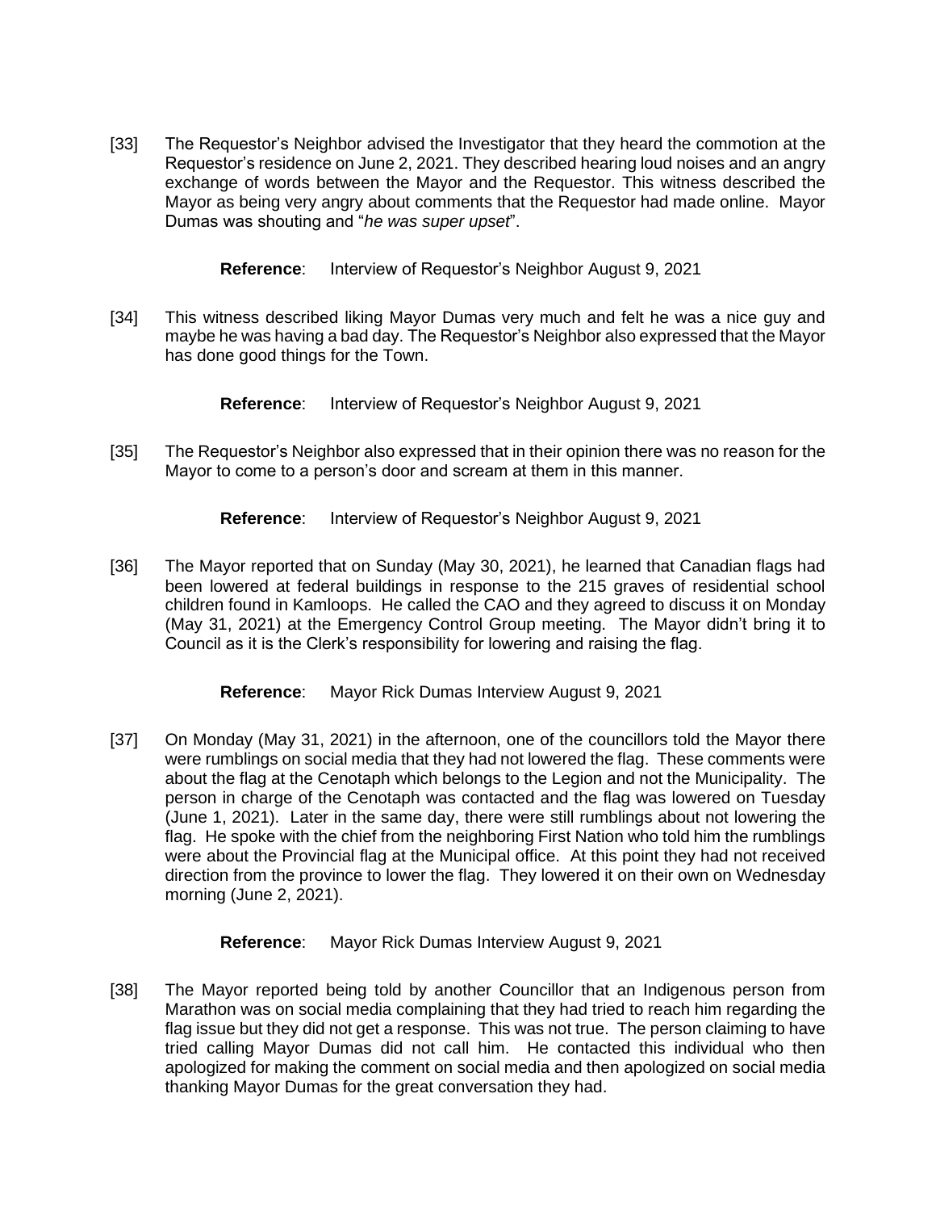[33] The Requestor's Neighbor advised the Investigator that they heard the commotion at the Requestor's residence on June 2, 2021. They described hearing loud noises and an angry exchange of words between the Mayor and the Requestor. This witness described the Mayor as being very angry about comments that the Requestor had made online. Mayor Dumas was shouting and "*he was super upset*".

**Reference**: Interview of Requestor's Neighbor August 9, 2021

[34] This witness described liking Mayor Dumas very much and felt he was a nice guy and maybe he was having a bad day. The Requestor's Neighbor also expressed that the Mayor has done good things for the Town.

**Reference**: Interview of Requestor's Neighbor August 9, 2021

[35] The Requestor's Neighbor also expressed that in their opinion there was no reason for the Mayor to come to a person's door and scream at them in this manner.

**Reference**: Interview of Requestor's Neighbor August 9, 2021

[36] The Mayor reported that on Sunday (May 30, 2021), he learned that Canadian flags had been lowered at federal buildings in response to the 215 graves of residential school children found in Kamloops. He called the CAO and they agreed to discuss it on Monday (May 31, 2021) at the Emergency Control Group meeting. The Mayor didn't bring it to Council as it is the Clerk's responsibility for lowering and raising the flag.

**Reference**: Mayor Rick Dumas Interview August 9, 2021

[37] On Monday (May 31, 2021) in the afternoon, one of the councillors told the Mayor there were rumblings on social media that they had not lowered the flag. These comments were about the flag at the Cenotaph which belongs to the Legion and not the Municipality. The person in charge of the Cenotaph was contacted and the flag was lowered on Tuesday (June 1, 2021). Later in the same day, there were still rumblings about not lowering the flag. He spoke with the chief from the neighboring First Nation who told him the rumblings were about the Provincial flag at the Municipal office. At this point they had not received direction from the province to lower the flag. They lowered it on their own on Wednesday morning (June 2, 2021).

**Reference**: Mayor Rick Dumas Interview August 9, 2021

[38] The Mayor reported being told by another Councillor that an Indigenous person from Marathon was on social media complaining that they had tried to reach him regarding the flag issue but they did not get a response. This was not true. The person claiming to have tried calling Mayor Dumas did not call him. He contacted this individual who then apologized for making the comment on social media and then apologized on social media thanking Mayor Dumas for the great conversation they had.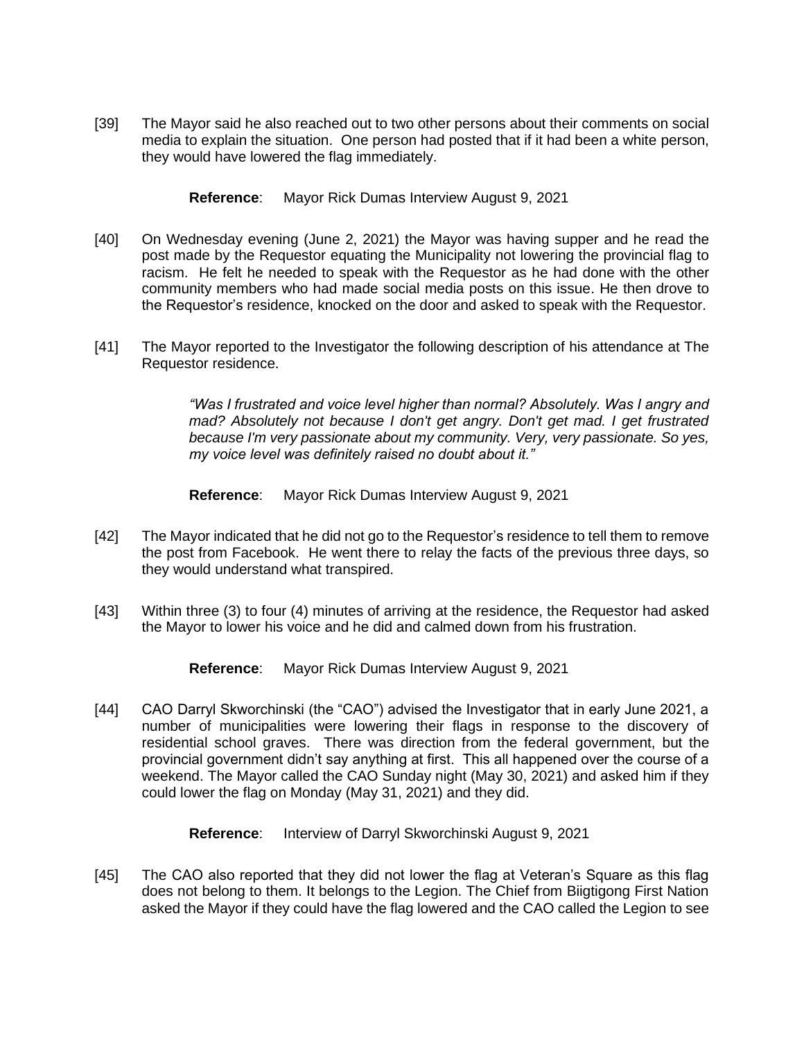[39] The Mayor said he also reached out to two other persons about their comments on social media to explain the situation. One person had posted that if it had been a white person, they would have lowered the flag immediately.

**Reference**: Mayor Rick Dumas Interview August 9, 2021

[40] On Wednesday evening (June 2, 2021) the Mayor was having supper and he read the post made by the Requestor equating the Municipality not lowering the provincial flag to racism. He felt he needed to speak with the Requestor as he had done with the other community members who had made social media posts on this issue. He then drove to the Requestor's residence, knocked on the door and asked to speak with the Requestor.

[41] The Mayor reported to the Investigator the following description of his attendance at The Requestor residence.

> *"Was I frustrated and voice level higher than normal? Absolutely. Was I angry and mad? Absolutely not because I don't get angry. Don't get mad. I get frustrated because I'm very passionate about my community. Very, very passionate. So yes, my voice level was definitely raised no doubt about it."*

**Reference**: Mayor Rick Dumas Interview August 9, 2021

[42] The Mayor indicated that he did not go to the Requestor's residence to tell them to remove the post from Facebook. He went there to relay the facts of the previous three days, so they would understand what transpired.

[43] Within three (3) to four (4) minutes of arriving at the residence, the Requestor had asked the Mayor to lower his voice and he did and calmed down from his frustration.

**Reference**: Mayor Rick Dumas Interview August 9, 2021

[44] CAO Darryl Skworchinski (the "CAO") advised the Investigator that in early June 2021, a number of municipalities were lowering their flags in response to the discovery of residential school graves. There was direction from the federal government, but the provincial government didn't say anything at first. This all happened over the course of a weekend. The Mayor called the CAO Sunday night (May 30, 2021) and asked him if they could lower the flag on Monday (May 31, 2021) and they did.

**Reference**: Interview of Darryl Skworchinski August 9, 2021

[45] The CAO also reported that they did not lower the flag at Veteran's Square as this flag does not belong to them. It belongs to the Legion. The Chief from Biigtigong First Nation asked the Mayor if they could have the flag lowered and the CAO called the Legion to see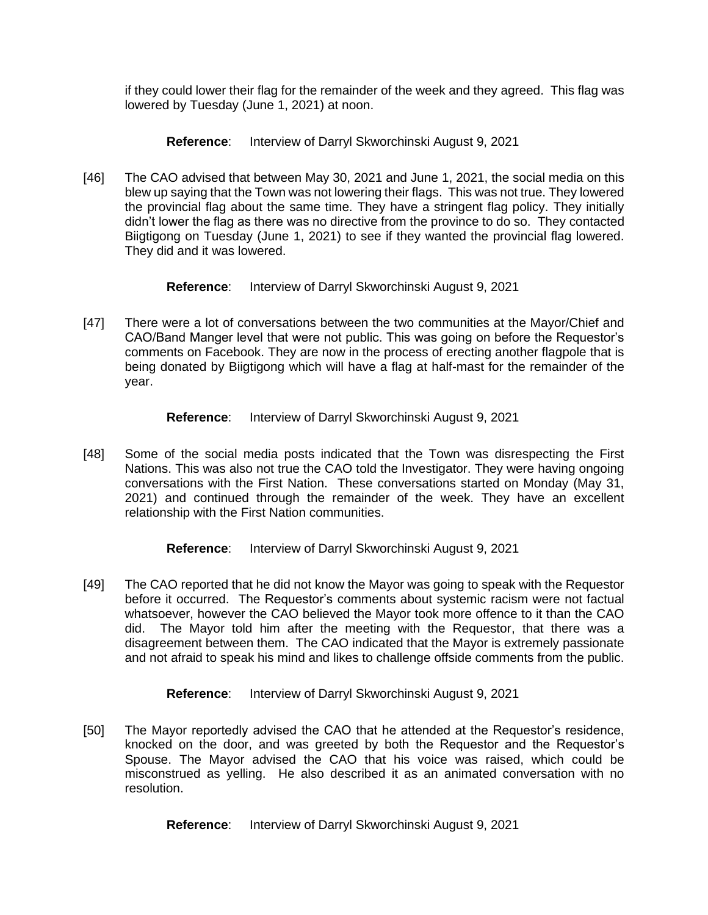if they could lower their flag for the remainder of the week and they agreed. This flag was lowered by Tuesday (June 1, 2021) at noon.

**Reference**: Interview of Darryl Skworchinski August 9, 2021

[46] The CAO advised that between May 30, 2021 and June 1, 2021, the social media on this blew up saying that the Town was not lowering their flags. This was not true. They lowered the provincial flag about the same time. They have a stringent flag policy. They initially didn't lower the flag as there was no directive from the province to do so. They contacted Biigtigong on Tuesday (June 1, 2021) to see if they wanted the provincial flag lowered. They did and it was lowered.

**Reference**: Interview of Darryl Skworchinski August 9, 2021

[47] There were a lot of conversations between the two communities at the Mayor/Chief and CAO/Band Manger level that were not public. This was going on before the Requestor's comments on Facebook. They are now in the process of erecting another flagpole that is being donated by Biigtigong which will have a flag at half-mast for the remainder of the year.

**Reference**: Interview of Darryl Skworchinski August 9, 2021

[48] Some of the social media posts indicated that the Town was disrespecting the First Nations. This was also not true the CAO told the Investigator. They were having ongoing conversations with the First Nation. These conversations started on Monday (May 31, 2021) and continued through the remainder of the week. They have an excellent relationship with the First Nation communities.

**Reference**: Interview of Darryl Skworchinski August 9, 2021

[49] The CAO reported that he did not know the Mayor was going to speak with the Requestor before it occurred. The Requestor's comments about systemic racism were not factual whatsoever, however the CAO believed the Mayor took more offence to it than the CAO did. The Mayor told him after the meeting with the Requestor, that there was a disagreement between them. The CAO indicated that the Mayor is extremely passionate and not afraid to speak his mind and likes to challenge offside comments from the public.

**Reference**: Interview of Darryl Skworchinski August 9, 2021

[50] The Mayor reportedly advised the CAO that he attended at the Requestor's residence, knocked on the door, and was greeted by both the Requestor and the Requestor's Spouse. The Mayor advised the CAO that his voice was raised, which could be misconstrued as yelling. He also described it as an animated conversation with no resolution.

**Reference**: Interview of Darryl Skworchinski August 9, 2021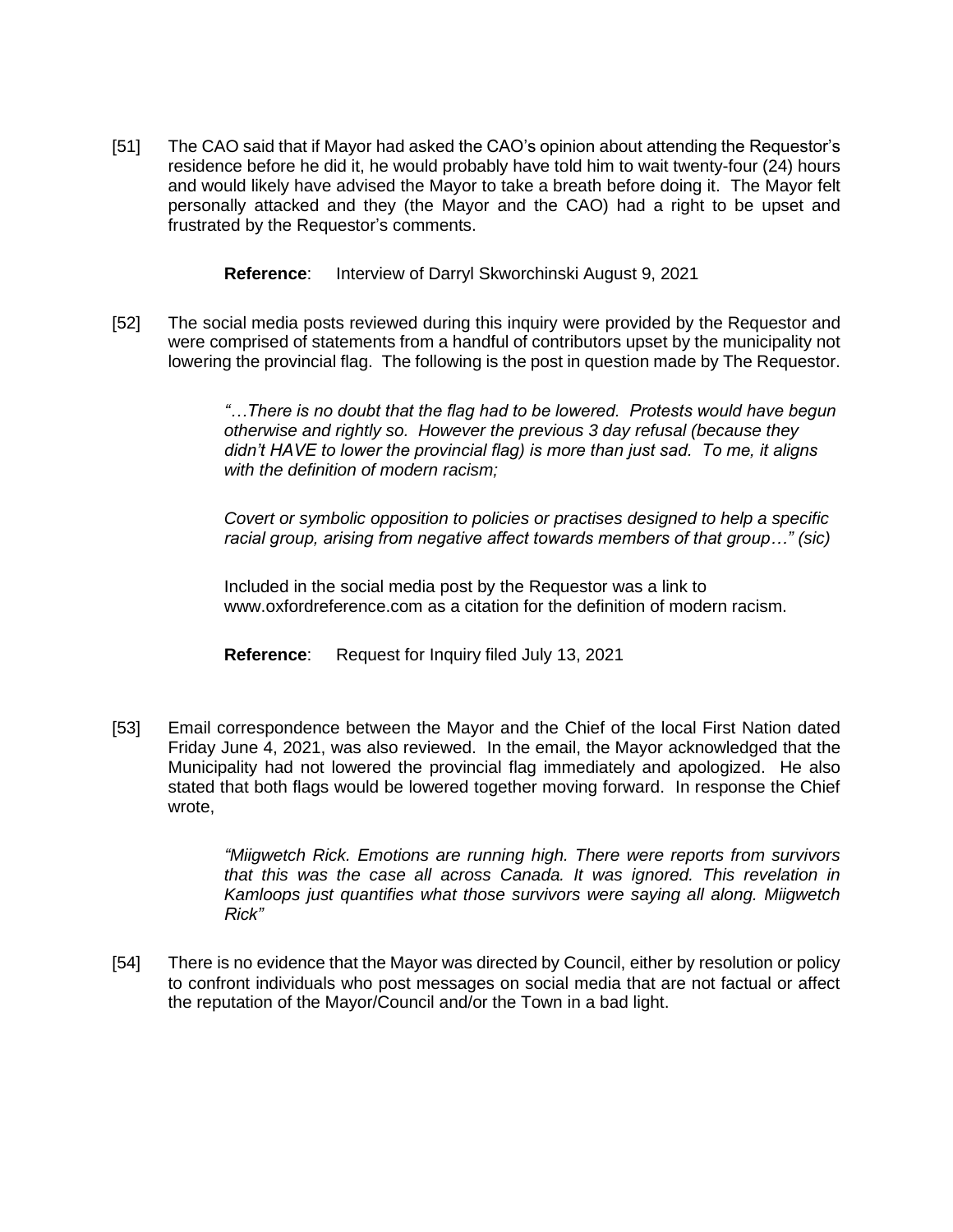[51] The CAO said that if Mayor had asked the CAO's opinion about attending the Requestor's residence before he did it, he would probably have told him to wait twenty-four (24) hours and would likely have advised the Mayor to take a breath before doing it. The Mayor felt personally attacked and they (the Mayor and the CAO) had a right to be upset and frustrated by the Requestor's comments.

> **Reference**: Interview of Darryl Skworchinski August 9, 2021

[52] The social media posts reviewed during this inquiry were provided by the Requestor and were comprised of statements from a handful of contributors upset by the municipality not lowering the provincial flag. The following is the post in question made by The Requestor.

> *"…There is no doubt that the flag had to be lowered. Protests would have begun otherwise and rightly so. However the previous 3 day refusal (because they didn't HAVE to lower the provincial flag) is more than just sad. To me, it aligns with the definition of modern racism;*
>
> *Covert or symbolic opposition to policies or practises designed to help a specific racial group, arising from negative affect towards members of that group…" (sic)*
>
> Included in the social media post by the Requestor was a link to www.oxfordreference.com as a citation for the definition of modern racism.
>
> **Reference**: Request for Inquiry filed July 13, 2021

[53] Email correspondence between the Mayor and the Chief of the local First Nation dated Friday June 4, 2021, was also reviewed. In the email, the Mayor acknowledged that the Municipality had not lowered the provincial flag immediately and apologized. He also stated that both flags would be lowered together moving forward. In response the Chief wrote,

> *"Miigwetch Rick. Emotions are running high. There were reports from survivors that this was the case all across Canada. It was ignored. This revelation in Kamloops just quantifies what those survivors were saying all along. Miigwetch Rick"*

[54] There is no evidence that the Mayor was directed by Council, either by resolution or policy to confront individuals who post messages on social media that are not factual or affect the reputation of the Mayor/Council and/or the Town in a bad light.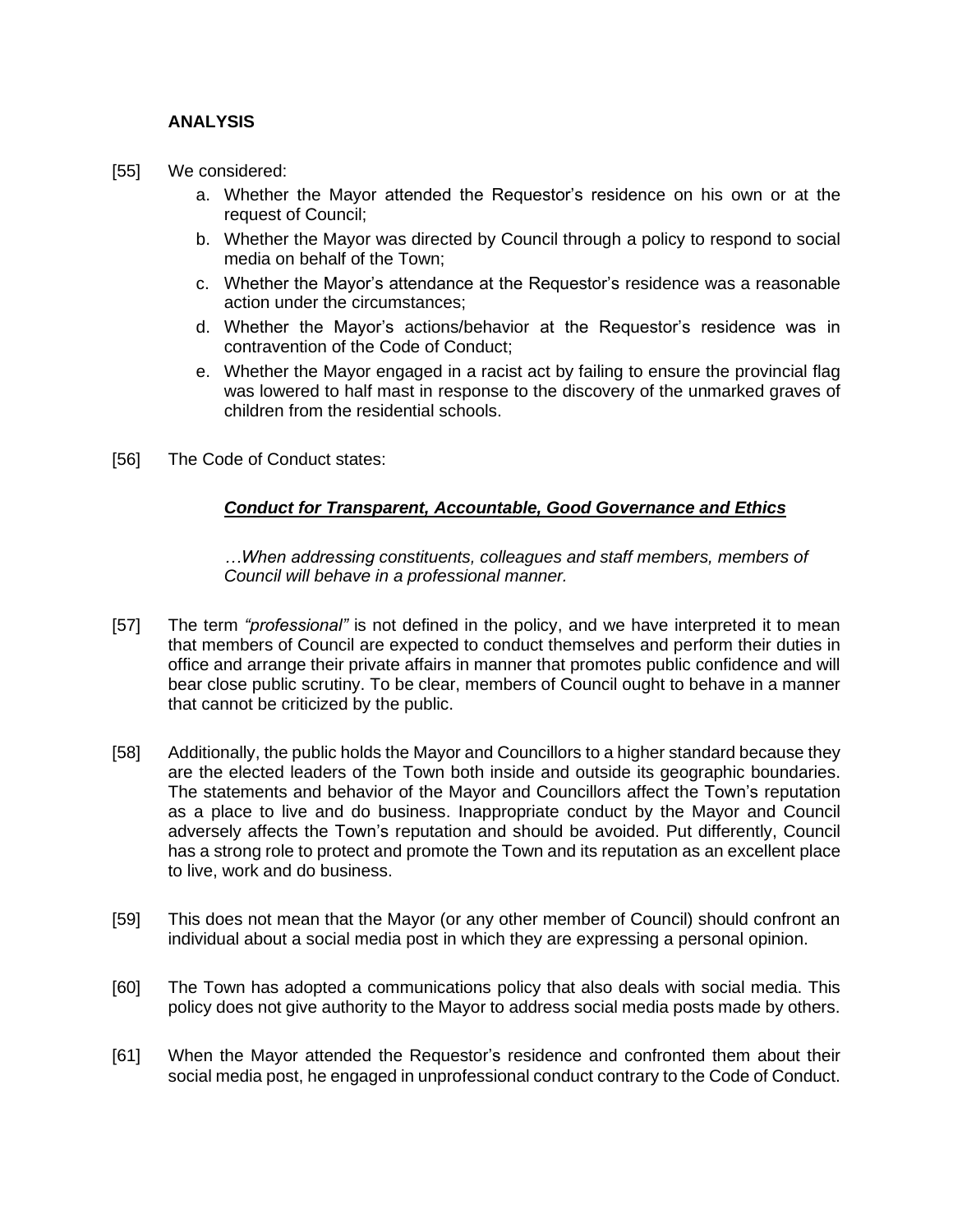**ANALYSIS**

[55] We considered:

a. Whether the Mayor attended the Requestor's residence on his own or at the request of Council;
b. Whether the Mayor was directed by Council through a policy to respond to social media on behalf of the Town;
c. Whether the Mayor's attendance at the Requestor's residence was a reasonable action under the circumstances;
d. Whether the Mayor's actions/behavior at the Requestor's residence was in contravention of the Code of Conduct;
e. Whether the Mayor engaged in a racist act by failing to ensure the provincial flag was lowered to half mast in response to the discovery of the unmarked graves of children from the residential schools.

[56] The Code of Conduct states:

> ***Conduct for Transparent, Accountable, Good Governance and Ethics***
>
> *…When addressing constituents, colleagues and staff members, members of Council will behave in a professional manner.*

[57] The term *"professional"* is not defined in the policy, and we have interpreted it to mean that members of Council are expected to conduct themselves and perform their duties in office and arrange their private affairs in manner that promotes public confidence and will bear close public scrutiny. To be clear, members of Council ought to behave in a manner that cannot be criticized by the public.

[58] Additionally, the public holds the Mayor and Councillors to a higher standard because they are the elected leaders of the Town both inside and outside its geographic boundaries. The statements and behavior of the Mayor and Councillors affect the Town's reputation as a place to live and do business. Inappropriate conduct by the Mayor and Council adversely affects the Town's reputation and should be avoided. Put differently, Council has a strong role to protect and promote the Town and its reputation as an excellent place to live, work and do business.

[59] This does not mean that the Mayor (or any other member of Council) should confront an individual about a social media post in which they are expressing a personal opinion.

[60] The Town has adopted a communications policy that also deals with social media. This policy does not give authority to the Mayor to address social media posts made by others.

[61] When the Mayor attended the Requestor's residence and confronted them about their social media post, he engaged in unprofessional conduct contrary to the Code of Conduct.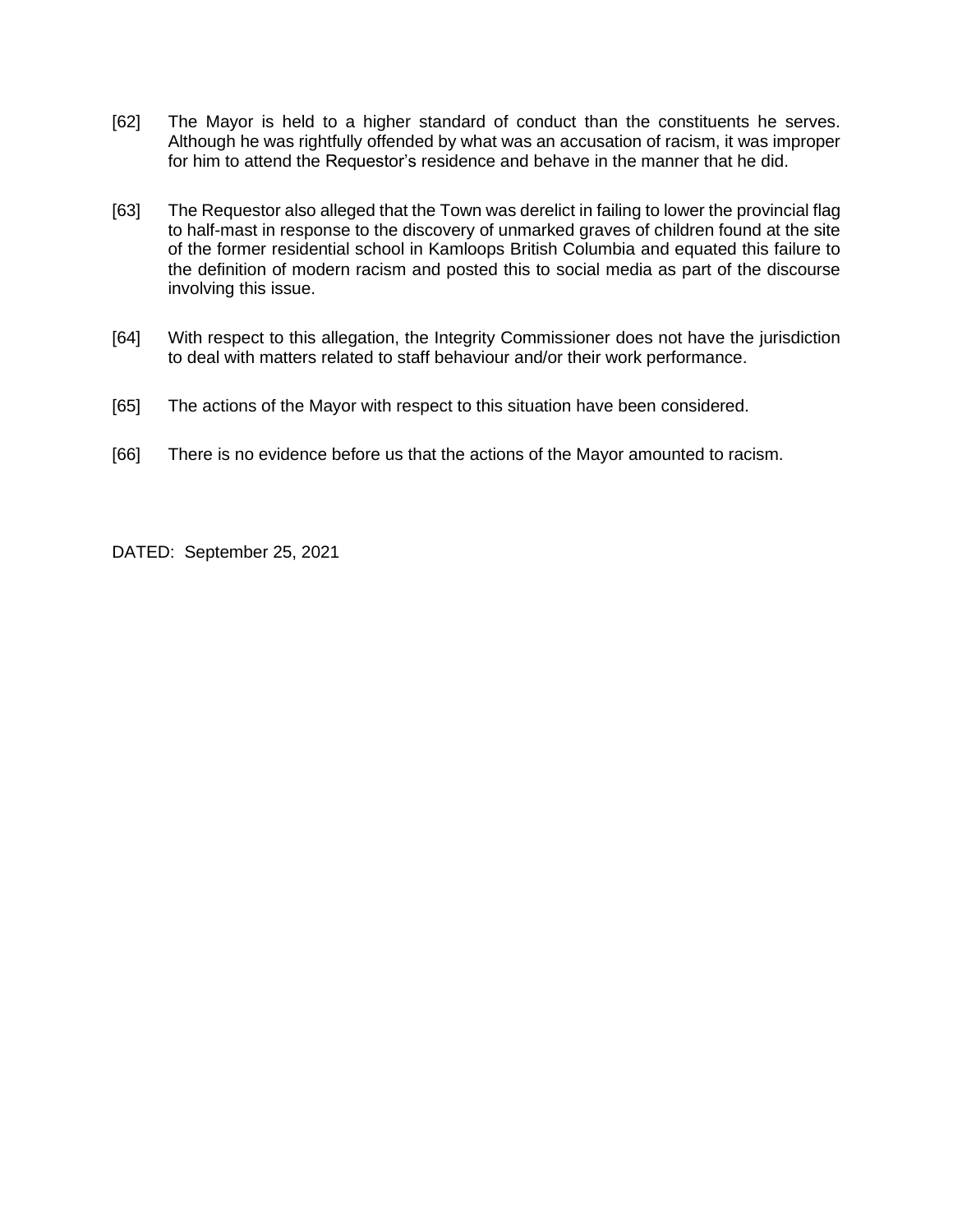[62] The Mayor is held to a higher standard of conduct than the constituents he serves. Although he was rightfully offended by what was an accusation of racism, it was improper for him to attend the Requestor's residence and behave in the manner that he did.

[63] The Requestor also alleged that the Town was derelict in failing to lower the provincial flag to half-mast in response to the discovery of unmarked graves of children found at the site of the former residential school in Kamloops British Columbia and equated this failure to the definition of modern racism and posted this to social media as part of the discourse involving this issue.

[64] With respect to this allegation, the Integrity Commissioner does not have the jurisdiction to deal with matters related to staff behaviour and/or their work performance.

[65] The actions of the Mayor with respect to this situation have been considered.

[66] There is no evidence before us that the actions of the Mayor amounted to racism.

DATED: September 25, 2021